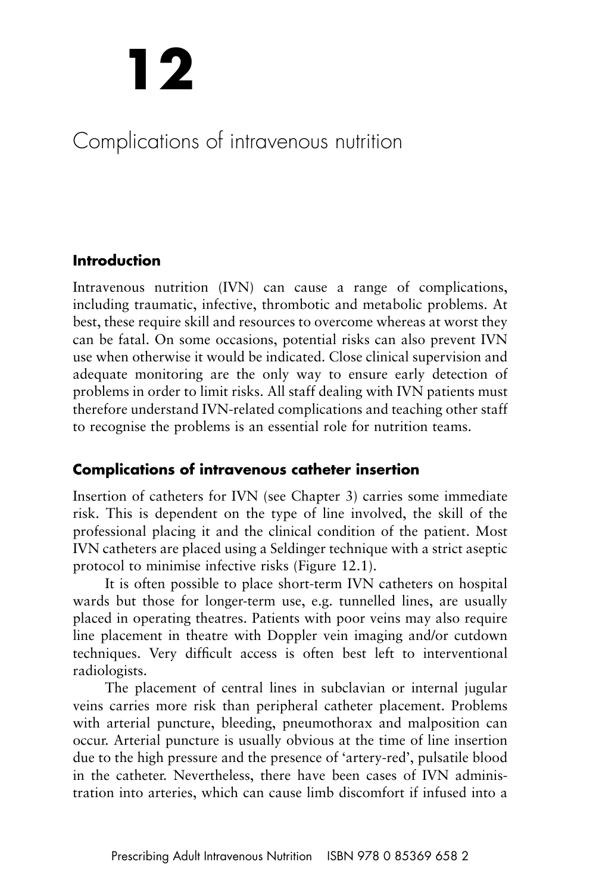# 12

# Complications of intravenous nutrition

## Introduction

Intravenous nutrition (IVN) can cause a range of complications, including traumatic, infective, thrombotic and metabolic problems. At best, these require skill and resources to overcome whereas at worst they can be fatal. On some occasions, potential risks can also prevent IVN use when otherwise it would be indicated. Close clinical supervision and adequate monitoring are the only way to ensure early detection of problems in order to limit risks. All staff dealing with IVN patients must therefore understand IVN-related complications and teaching other staff to recognise the problems is an essential role for nutrition teams.

## Complications of intravenous catheter insertion

Insertion of catheters for IVN (see Chapter 3) carries some immediate risk. This is dependent on the type of line involved, the skill of the professional placing it and the clinical condition of the patient. Most IVN catheters are placed using a Seldinger technique with a strict aseptic protocol to minimise infective risks (Figure 12.1).

It is often possible to place short-term IVN catheters on hospital wards but those for longer-term use, e.g. tunnelled lines, are usually placed in operating theatres. Patients with poor veins may also require line placement in theatre with Doppler vein imaging and/or cutdown techniques. Very difficult access is often best left to interventional radiologists.

The placement of central lines in subclavian or internal jugular veins carries more risk than peripheral catheter placement. Problems with arterial puncture, bleeding, pneumothorax and malposition can occur. Arterial puncture is usually obvious at the time of line insertion due to the high pressure and the presence of 'artery-red', pulsatile blood in the catheter. Nevertheless, there have been cases of IVN administration into arteries, which can cause limb discomfort if infused into a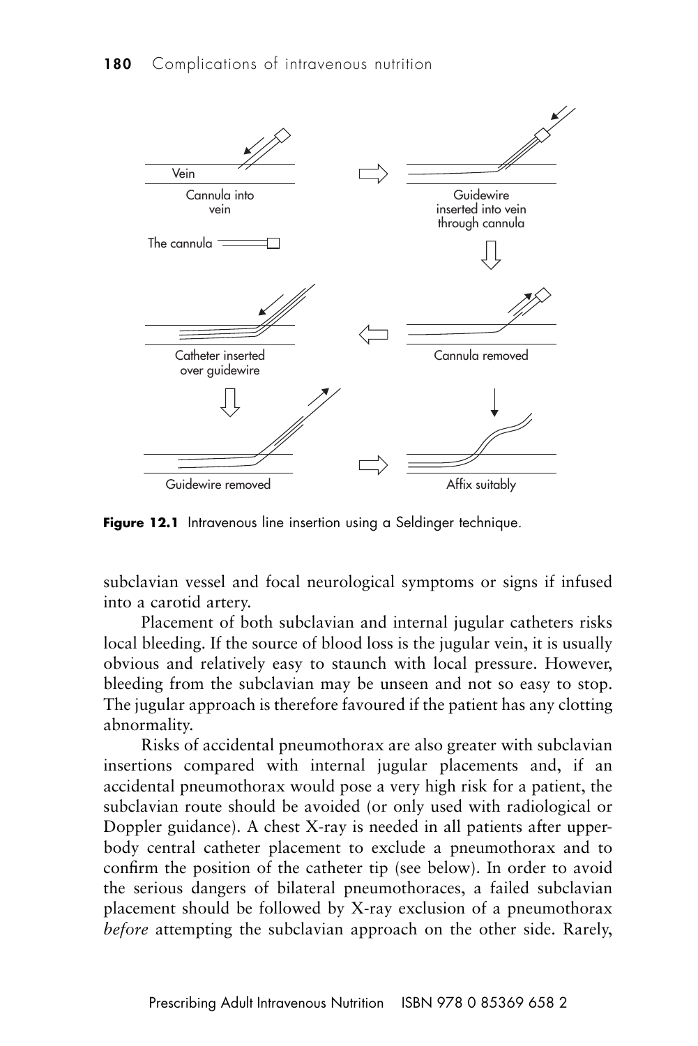**Figure 12.1** Intravenous line insertion using a Seldinger technique.

subclavian vessel and focal neurological symptoms or signs if infused into a carotid artery.

Placement of both subclavian and internal jugular catheters risks local bleeding. If the source of blood loss is the jugular vein, it is usually obvious and relatively easy to staunch with local pressure. However, bleeding from the subclavian may be unseen and not so easy to stop. The jugular approach is therefore favoured if the patient has any clotting abnormality.

Risks of accidental pneumothorax are also greater with subclavian insertions compared with internal jugular placements and, if an accidental pneumothorax would pose a very high risk for a patient, the subclavian route should be avoided (or only used with radiological or Doppler guidance). A chest X-ray is needed in all patients after upper-body central catheter placement to exclude a pneumothorax and to confirm the position of the catheter tip (see below). In order to avoid the serious dangers of bilateral pneumothoraces, a failed subclavian placement should be followed by X-ray exclusion of a pneumothorax *before* attempting the subclavian approach on the other side. Rarely,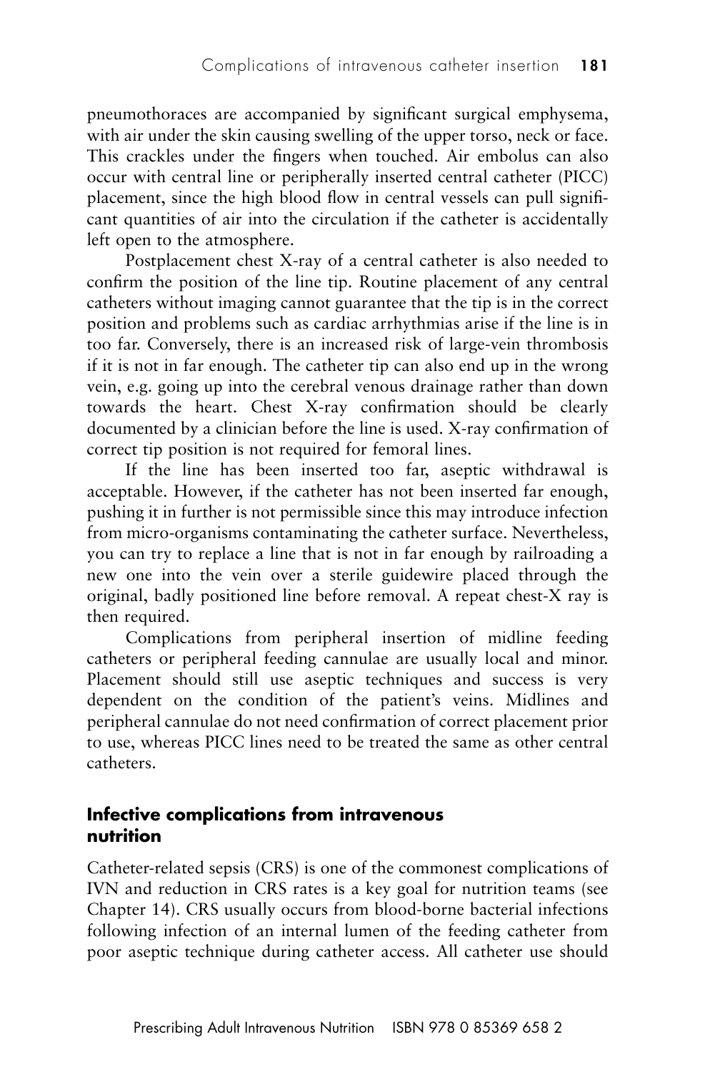pneumothoraces are accompanied by significant surgical emphysema, with air under the skin causing swelling of the upper torso, neck or face. This crackles under the fingers when touched. Air embolus can also occur with central line or peripherally inserted central catheter (PICC) placement, since the high blood flow in central vessels can pull significant quantities of air into the circulation if the catheter is accidentally left open to the atmosphere.

Postplacement chest X-ray of a central catheter is also needed to confirm the position of the line tip. Routine placement of any central catheters without imaging cannot guarantee that the tip is in the correct position and problems such as cardiac arrhythmias arise if the line is in too far. Conversely, there is an increased risk of large-vein thrombosis if it is not in far enough. The catheter tip can also end up in the wrong vein, e.g. going up into the cerebral venous drainage rather than down towards the heart. Chest X-ray confirmation should be clearly documented by a clinician before the line is used. X-ray confirmation of correct tip position is not required for femoral lines.

If the line has been inserted too far, aseptic withdrawal is acceptable. However, if the catheter has not been inserted far enough, pushing it in further is not permissible since this may introduce infection from micro-organisms contaminating the catheter surface. Nevertheless, you can try to replace a line that is not in far enough by railroading a new one into the vein over a sterile guidewire placed through the original, badly positioned line before removal. A repeat chest-X ray is then required.

Complications from peripheral insertion of midline feeding catheters or peripheral feeding cannulae are usually local and minor. Placement should still use aseptic techniques and success is very dependent on the condition of the patient's veins. Midlines and peripheral cannulae do not need confirmation of correct placement prior to use, whereas PICC lines need to be treated the same as other central catheters.

### Infective complications from intravenous nutrition

Catheter-related sepsis (CRS) is one of the commonest complications of IVN and reduction in CRS rates is a key goal for nutrition teams (see Chapter 14). CRS usually occurs from blood-borne bacterial infections following infection of an internal lumen of the feeding catheter from poor aseptic technique during catheter access. All catheter use should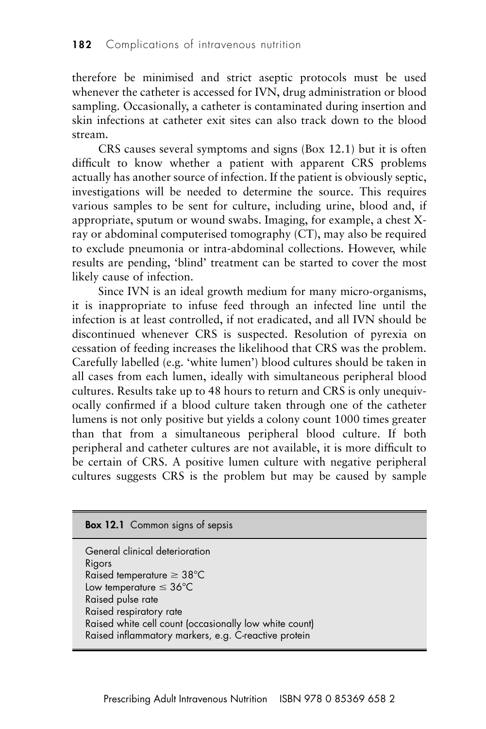therefore be minimised and strict aseptic protocols must be used whenever the catheter is accessed for IVN, drug administration or blood sampling. Occasionally, a catheter is contaminated during insertion and skin infections at catheter exit sites can also track down to the blood stream.

CRS causes several symptoms and signs (Box 12.1) but it is often difficult to know whether a patient with apparent CRS problems actually has another source of infection. If the patient is obviously septic, investigations will be needed to determine the source. This requires various samples to be sent for culture, including urine, blood and, if appropriate, sputum or wound swabs. Imaging, for example, a chest X-ray or abdominal computerised tomography (CT), may also be required to exclude pneumonia or intra-abdominal collections. However, while results are pending, 'blind' treatment can be started to cover the most likely cause of infection.

Since IVN is an ideal growth medium for many micro-organisms, it is inappropriate to infuse feed through an infected line until the infection is at least controlled, if not eradicated, and all IVN should be discontinued whenever CRS is suspected. Resolution of pyrexia on cessation of feeding increases the likelihood that CRS was the problem. Carefully labelled (e.g. 'white lumen') blood cultures should be taken in all cases from each lumen, ideally with simultaneous peripheral blood cultures. Results take up to 48 hours to return and CRS is only unequivocally confirmed if a blood culture taken through one of the catheter lumens is not only positive but yields a colony count 1000 times greater than that from a simultaneous peripheral blood culture. If both peripheral and catheter cultures are not available, it is more difficult to be certain of CRS. A positive lumen culture with negative peripheral cultures suggests CRS is the problem but may be caused by sample

**Box 12.1** Common signs of sepsis

- General clinical deterioration
- Rigors
- Raised temperature $\geq 38°C$
- Low temperature $\leq 36°C$
- Raised pulse rate
- Raised respiratory rate
- Raised white cell count (occasionally low white count)
- Raised inflammatory markers, e.g. C-reactive protein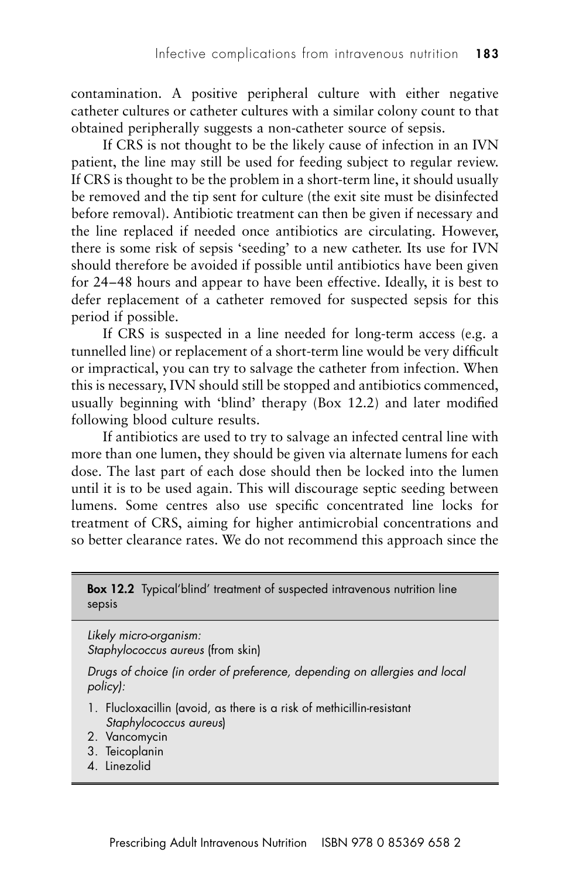contamination. A positive peripheral culture with either negative catheter cultures or catheter cultures with a similar colony count to that obtained peripherally suggests a non-catheter source of sepsis.

If CRS is not thought to be the likely cause of infection in an IVN patient, the line may still be used for feeding subject to regular review. If CRS is thought to be the problem in a short-term line, it should usually be removed and the tip sent for culture (the exit site must be disinfected before removal). Antibiotic treatment can then be given if necessary and the line replaced if needed once antibiotics are circulating. However, there is some risk of sepsis 'seeding' to a new catheter. Its use for IVN should therefore be avoided if possible until antibiotics have been given for 24–48 hours and appear to have been effective. Ideally, it is best to defer replacement of a catheter removed for suspected sepsis for this period if possible.

If CRS is suspected in a line needed for long-term access (e.g. a tunnelled line) or replacement of a short-term line would be very difficult or impractical, you can try to salvage the catheter from infection. When this is necessary, IVN should still be stopped and antibiotics commenced, usually beginning with 'blind' therapy (Box 12.2) and later modified following blood culture results.

If antibiotics are used to try to salvage an infected central line with more than one lumen, they should be given via alternate lumens for each dose. The last part of each dose should then be locked into the lumen until it is to be used again. This will discourage septic seeding between lumens. Some centres also use specific concentrated line locks for treatment of CRS, aiming for higher antimicrobial concentrations and so better clearance rates. We do not recommend this approach since the

**Box 12.2** Typical'blind' treatment of suspected intravenous nutrition line sepsis

*Likely micro-organism:*
*Staphylococcus aureus* (from skin)

*Drugs of choice (in order of preference, depending on allergies and local policy):*

1. Flucloxacillin (avoid, as there is a risk of methicillin-resistant *Staphylococcus aureus*)
2. Vancomycin
3. Teicoplanin
4. Linezolid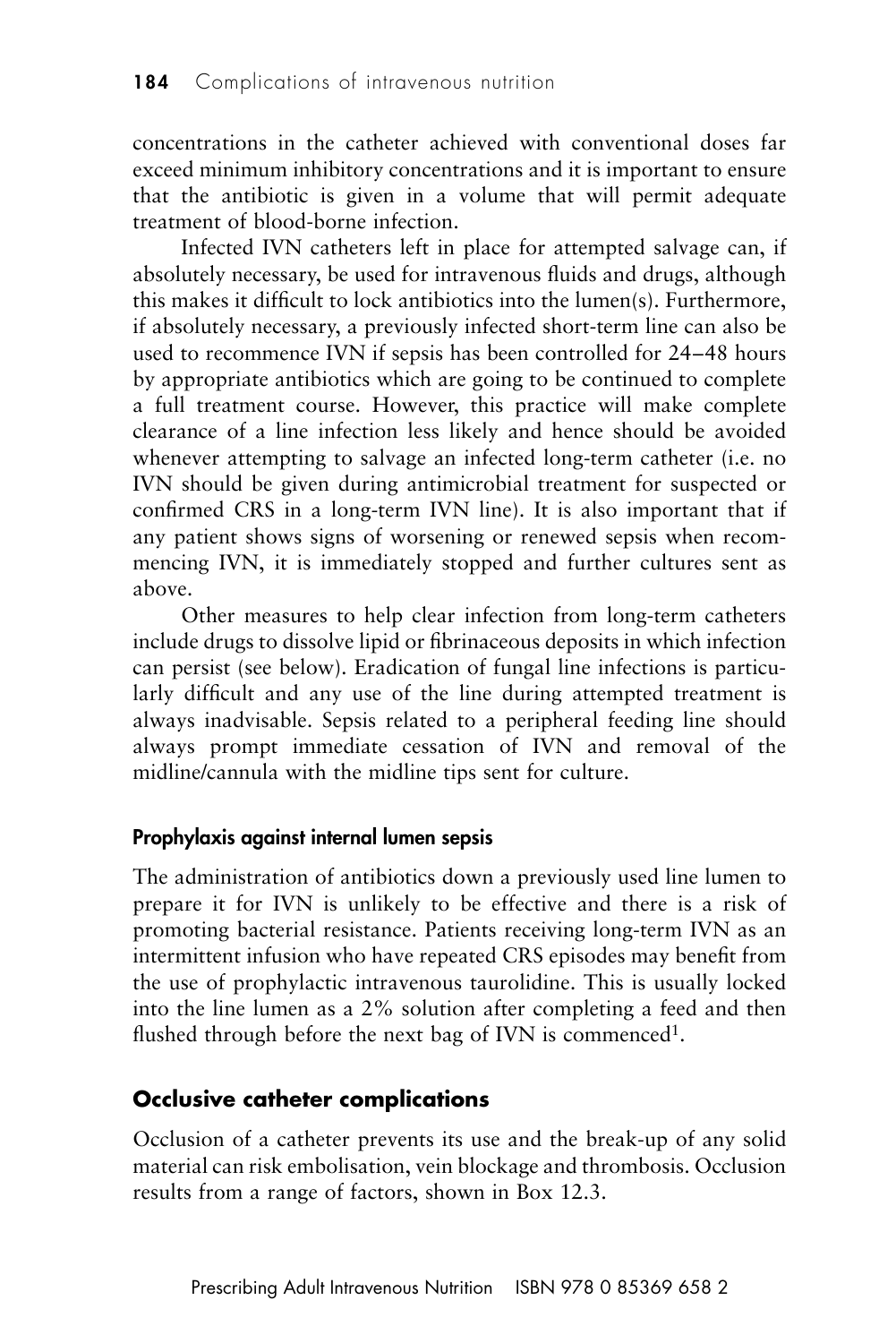concentrations in the catheter achieved with conventional doses far exceed minimum inhibitory concentrations and it is important to ensure that the antibiotic is given in a volume that will permit adequate treatment of blood-borne infection.

Infected IVN catheters left in place for attempted salvage can, if absolutely necessary, be used for intravenous fluids and drugs, although this makes it difficult to lock antibiotics into the lumen(s). Furthermore, if absolutely necessary, a previously infected short-term line can also be used to recommence IVN if sepsis has been controlled for 24–48 hours by appropriate antibiotics which are going to be continued to complete a full treatment course. However, this practice will make complete clearance of a line infection less likely and hence should be avoided whenever attempting to salvage an infected long-term catheter (i.e. no IVN should be given during antimicrobial treatment for suspected or confirmed CRS in a long-term IVN line). It is also important that if any patient shows signs of worsening or renewed sepsis when recommencing IVN, it is immediately stopped and further cultures sent as above.

Other measures to help clear infection from long-term catheters include drugs to dissolve lipid or fibrinaceous deposits in which infection can persist (see below). Eradication of fungal line infections is particularly difficult and any use of the line during attempted treatment is always inadvisable. Sepsis related to a peripheral feeding line should always prompt immediate cessation of IVN and removal of the midline/cannula with the midline tips sent for culture.

### Prophylaxis against internal lumen sepsis

The administration of antibiotics down a previously used line lumen to prepare it for IVN is unlikely to be effective and there is a risk of promoting bacterial resistance. Patients receiving long-term IVN as an intermittent infusion who have repeated CRS episodes may benefit from the use of prophylactic intravenous taurolidine. This is usually locked into the line lumen as a 2% solution after completing a feed and then flushed through before the next bag of IVN is commenced[1].

## Occlusive catheter complications

Occlusion of a catheter prevents its use and the break-up of any solid material can risk embolisation, vein blockage and thrombosis. Occlusion results from a range of factors, shown in Box 12.3.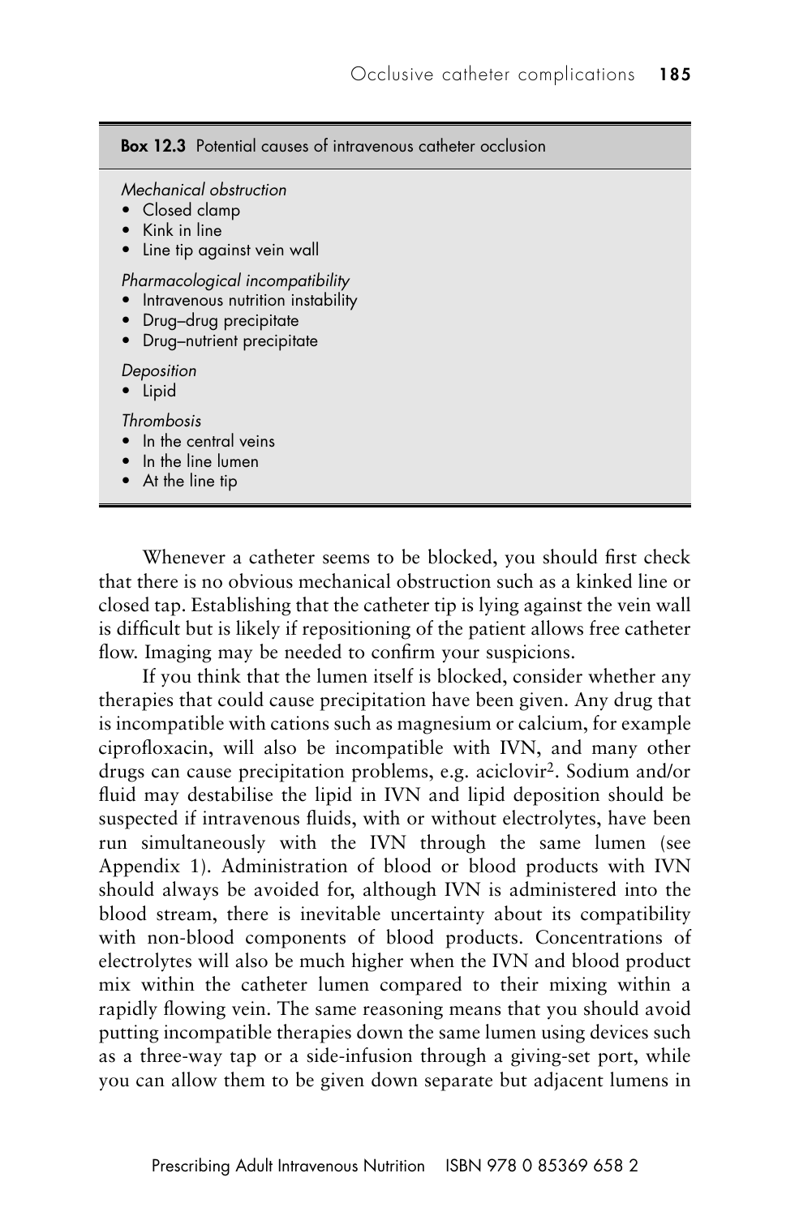**Box 12.3** Potential causes of intravenous catheter occlusion

*Mechanical obstruction*
- Closed clamp
- Kink in line
- Line tip against vein wall

*Pharmacological incompatibility*
- Intravenous nutrition instability
- Drug–drug precipitate
- Drug–nutrient precipitate

*Deposition*
- Lipid

*Thrombosis*
- In the central veins
- In the line lumen
- At the line tip

Whenever a catheter seems to be blocked, you should first check that there is no obvious mechanical obstruction such as a kinked line or closed tap. Establishing that the catheter tip is lying against the vein wall is difficult but is likely if repositioning of the patient allows free catheter flow. Imaging may be needed to confirm your suspicions.

If you think that the lumen itself is blocked, consider whether any therapies that could cause precipitation have been given. Any drug that is incompatible with cations such as magnesium or calcium, for example ciprofloxacin, will also be incompatible with IVN, and many other drugs can cause precipitation problems, e.g. aciclovir[2]. Sodium and/or fluid may destabilise the lipid in IVN and lipid deposition should be suspected if intravenous fluids, with or without electrolytes, have been run simultaneously with the IVN through the same lumen (see Appendix 1). Administration of blood or blood products with IVN should always be avoided for, although IVN is administered into the blood stream, there is inevitable uncertainty about its compatibility with non-blood components of blood products. Concentrations of electrolytes will also be much higher when the IVN and blood product mix within the catheter lumen compared to their mixing within a rapidly flowing vein. The same reasoning means that you should avoid putting incompatible therapies down the same lumen using devices such as a three-way tap or a side-infusion through a giving-set port, while you can allow them to be given down separate but adjacent lumens in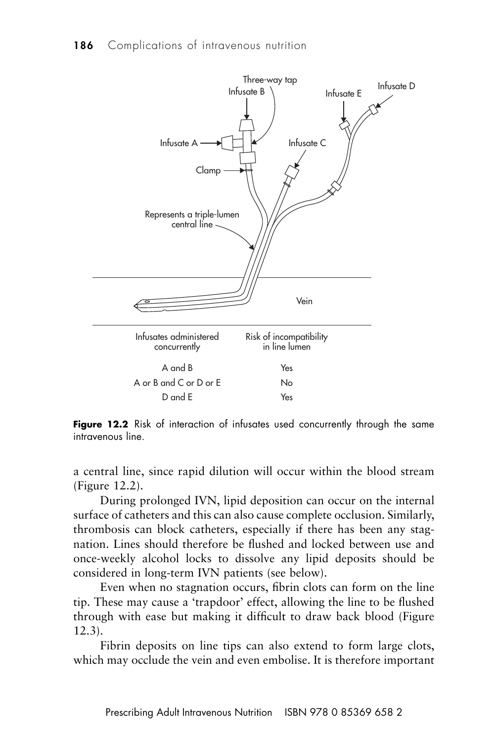| Infusates administered concurrently | Risk of incompatibility in line lumen |
| --- | --- |
| A and B | Yes |
| A or B and C or D or E | No |
| D and E | Yes |

**Figure 12.2** Risk of interaction of infusates used concurrently through the same intravenous line.

a central line, since rapid dilution will occur within the blood stream (Figure 12.2).

During prolonged IVN, lipid deposition can occur on the internal surface of catheters and this can also cause complete occlusion. Similarly, thrombosis can block catheters, especially if there has been any stagnation. Lines should therefore be flushed and locked between use and once-weekly alcohol locks to dissolve any lipid deposits should be considered in long-term IVN patients (see below).

Even when no stagnation occurs, fibrin clots can form on the line tip. These may cause a 'trapdoor' effect, allowing the line to be flushed through with ease but making it difficult to draw back blood (Figure 12.3).

Fibrin deposits on line tips can also extend to form large clots, which may occlude the vein and even embolise. It is therefore important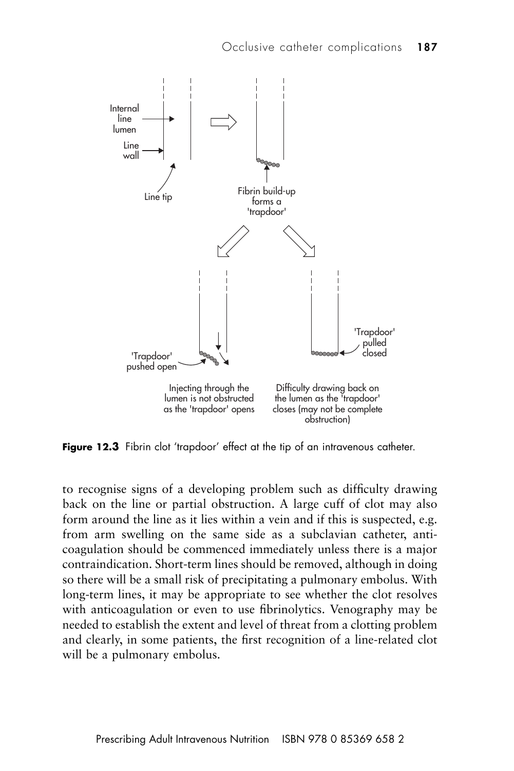Figure 12.3 Fibrin clot 'trapdoor' effect at the tip of an intravenous catheter.

to recognise signs of a developing problem such as difficulty drawing back on the line or partial obstruction. A large cuff of clot may also form around the line as it lies within a vein and if this is suspected, e.g. from arm swelling on the same side as a subclavian catheter, anticoagulation should be commenced immediately unless there is a major contraindication. Short-term lines should be removed, although in doing so there will be a small risk of precipitating a pulmonary embolus. With long-term lines, it may be appropriate to see whether the clot resolves with anticoagulation or even to use fibrinolytics. Venography may be needed to establish the extent and level of threat from a clotting problem and clearly, in some patients, the first recognition of a line-related clot will be a pulmonary embolus.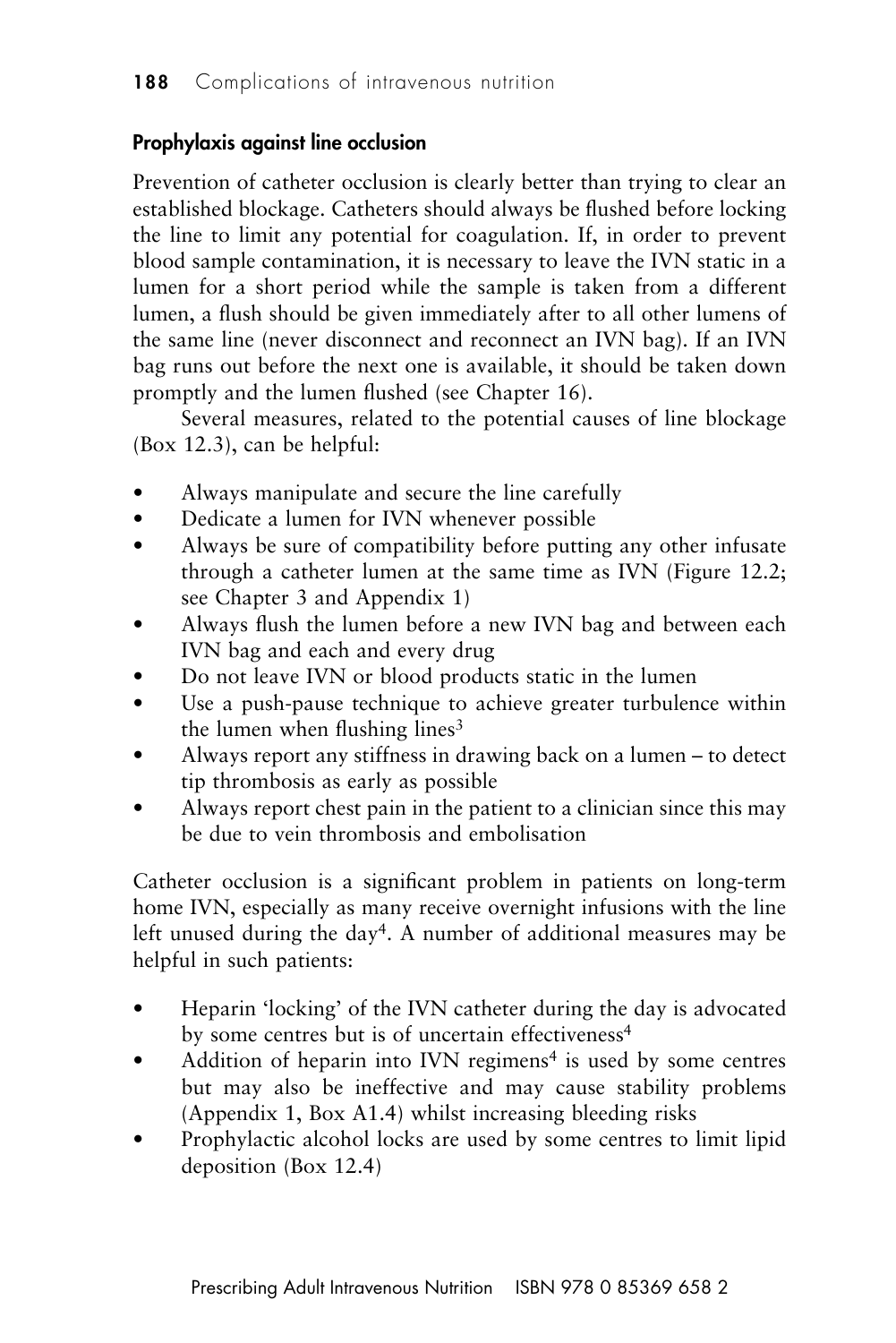### Prophylaxis against line occlusion

Prevention of catheter occlusion is clearly better than trying to clear an established blockage. Catheters should always be flushed before locking the line to limit any potential for coagulation. If, in order to prevent blood sample contamination, it is necessary to leave the IVN static in a lumen for a short period while the sample is taken from a different lumen, a flush should be given immediately after to all other lumens of the same line (never disconnect and reconnect an IVN bag). If an IVN bag runs out before the next one is available, it should be taken down promptly and the lumen flushed (see Chapter 16).

Several measures, related to the potential causes of line blockage (Box 12.3), can be helpful:

- Always manipulate and secure the line carefully
- Dedicate a lumen for IVN whenever possible
- Always be sure of compatibility before putting any other infusate through a catheter lumen at the same time as IVN (Figure 12.2; see Chapter 3 and Appendix 1)
- Always flush the lumen before a new IVN bag and between each IVN bag and each and every drug
- Do not leave IVN or blood products static in the lumen
- Use a push-pause technique to achieve greater turbulence within the lumen when flushing lines[3]
- Always report any stiffness in drawing back on a lumen – to detect tip thrombosis as early as possible
- Always report chest pain in the patient to a clinician since this may be due to vein thrombosis and embolisation

Catheter occlusion is a significant problem in patients on long-term home IVN, especially as many receive overnight infusions with the line left unused during the day[4]. A number of additional measures may be helpful in such patients:

- Heparin 'locking' of the IVN catheter during the day is advocated by some centres but is of uncertain effectiveness[4]
- Addition of heparin into IVN regimens[4] is used by some centres but may also be ineffective and may cause stability problems (Appendix 1, Box A1.4) whilst increasing bleeding risks
- Prophylactic alcohol locks are used by some centres to limit lipid deposition (Box 12.4)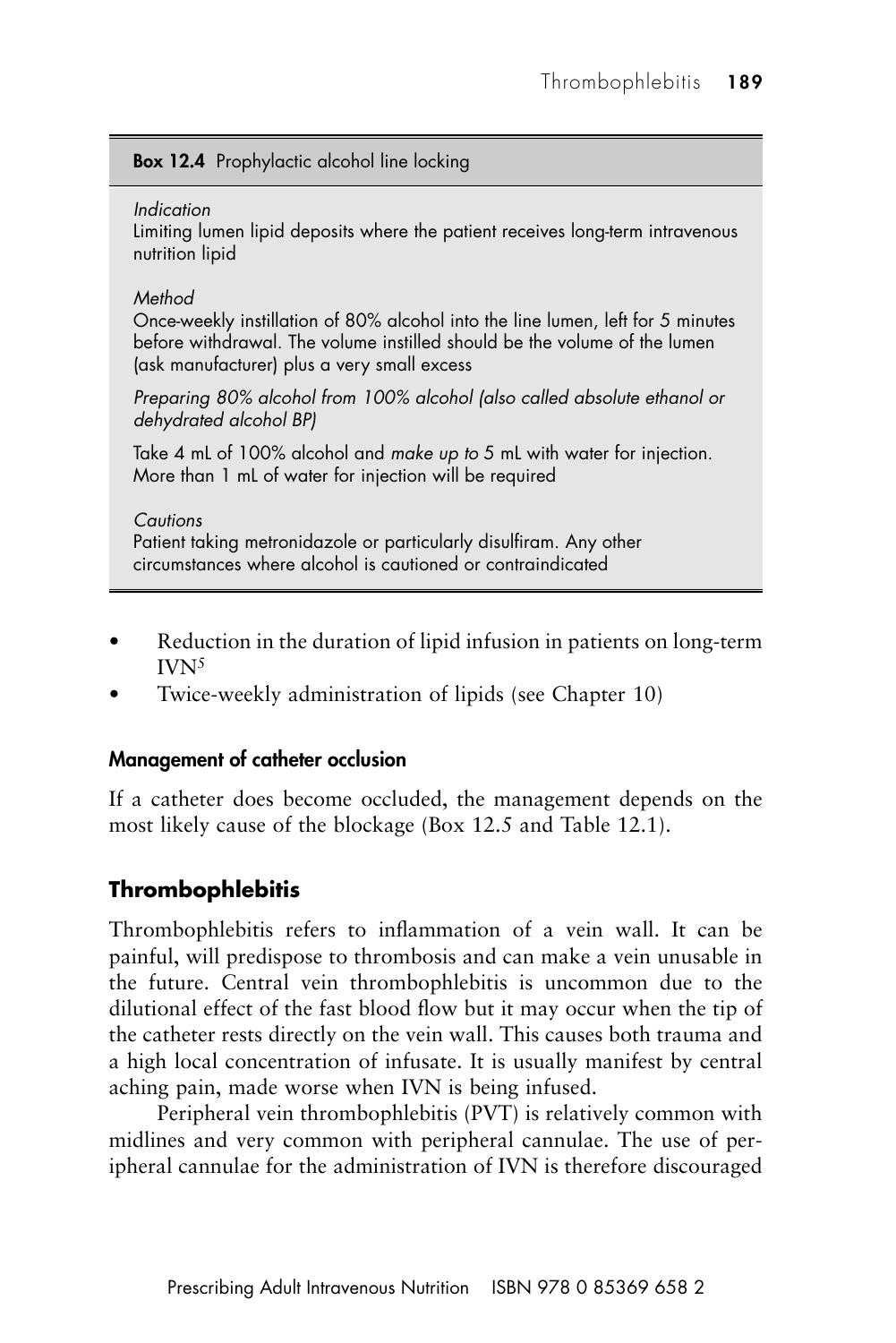**Box 12.4** Prophylactic alcohol line locking

*Indication*
Limiting lumen lipid deposits where the patient receives long-term intravenous nutrition lipid

*Method*
Once-weekly instillation of 80% alcohol into the line lumen, left for 5 minutes before withdrawal. The volume instilled should be the volume of the lumen (ask manufacturer) plus a very small excess

*Preparing 80% alcohol from 100% alcohol (also called absolute ethanol or dehydrated alcohol BP)*

Take 4 mL of 100% alcohol and *make up to* 5 mL with water for injection. More than 1 mL of water for injection will be required

*Cautions*
Patient taking metronidazole or particularly disulfiram. Any other circumstances where alcohol is cautioned or contraindicated

- Reduction in the duration of lipid infusion in patients on long-term IVN[5]
- Twice-weekly administration of lipids (see Chapter 10)

### Management of catheter occlusion

If a catheter does become occluded, the management depends on the most likely cause of the blockage (Box 12.5 and Table 12.1).

## Thrombophlebitis

Thrombophlebitis refers to inflammation of a vein wall. It can be painful, will predispose to thrombosis and can make a vein unusable in the future. Central vein thrombophlebitis is uncommon due to the dilutional effect of the fast blood flow but it may occur when the tip of the catheter rests directly on the vein wall. This causes both trauma and a high local concentration of infusate. It is usually manifest by central aching pain, made worse when IVN is being infused.

Peripheral vein thrombophlebitis (PVT) is relatively common with midlines and very common with peripheral cannulae. The use of peripheral cannulae for the administration of IVN is therefore discouraged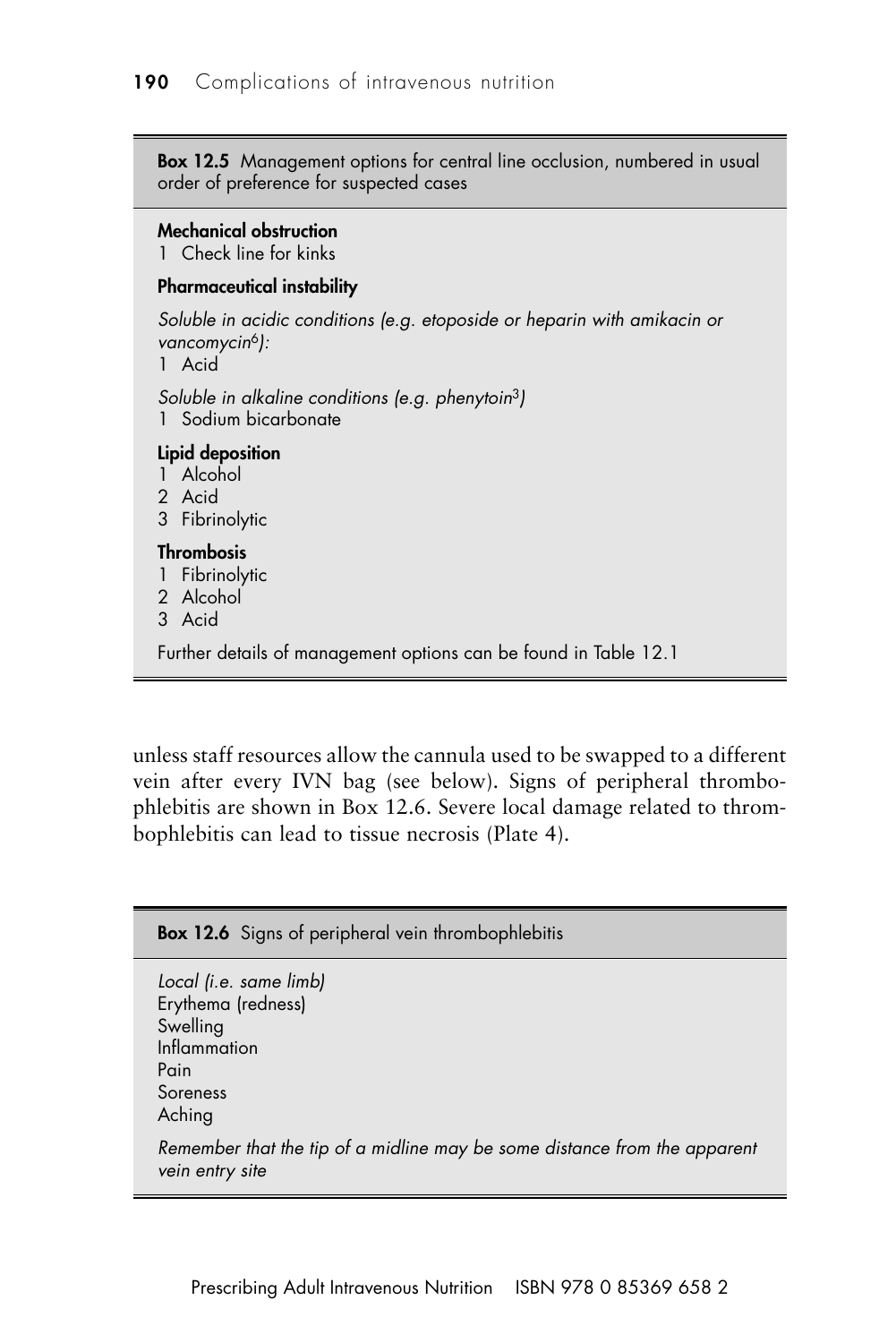**Box 12.5** Management options for central line occlusion, numbered in usual order of preference for suspected cases

**Mechanical obstruction**

1 Check line for kinks

**Pharmaceutical instability**

*Soluble in acidic conditions (e.g. etoposide or heparin with amikacin or vancomycin[6]):*

1 Acid

*Soluble in alkaline conditions (e.g. phenytoin[3])*

1 Sodium bicarbonate

**Lipid deposition**

1 Alcohol
2 Acid
3 Fibrinolytic

**Thrombosis**

1 Fibrinolytic
2 Alcohol
3 Acid

Further details of management options can be found in Table 12.1

unless staff resources allow the cannula used to be swapped to a different vein after every IVN bag (see below). Signs of peripheral thrombophlebitis are shown in Box 12.6. Severe local damage related to thrombophlebitis can lead to tissue necrosis (Plate 4).

**Box 12.6** Signs of peripheral vein thrombophlebitis

*Local (i.e. same limb)*
Erythema (redness)
Swelling
Inflammation
Pain
Soreness
Aching

*Remember that the tip of a midline may be some distance from the apparent vein entry site*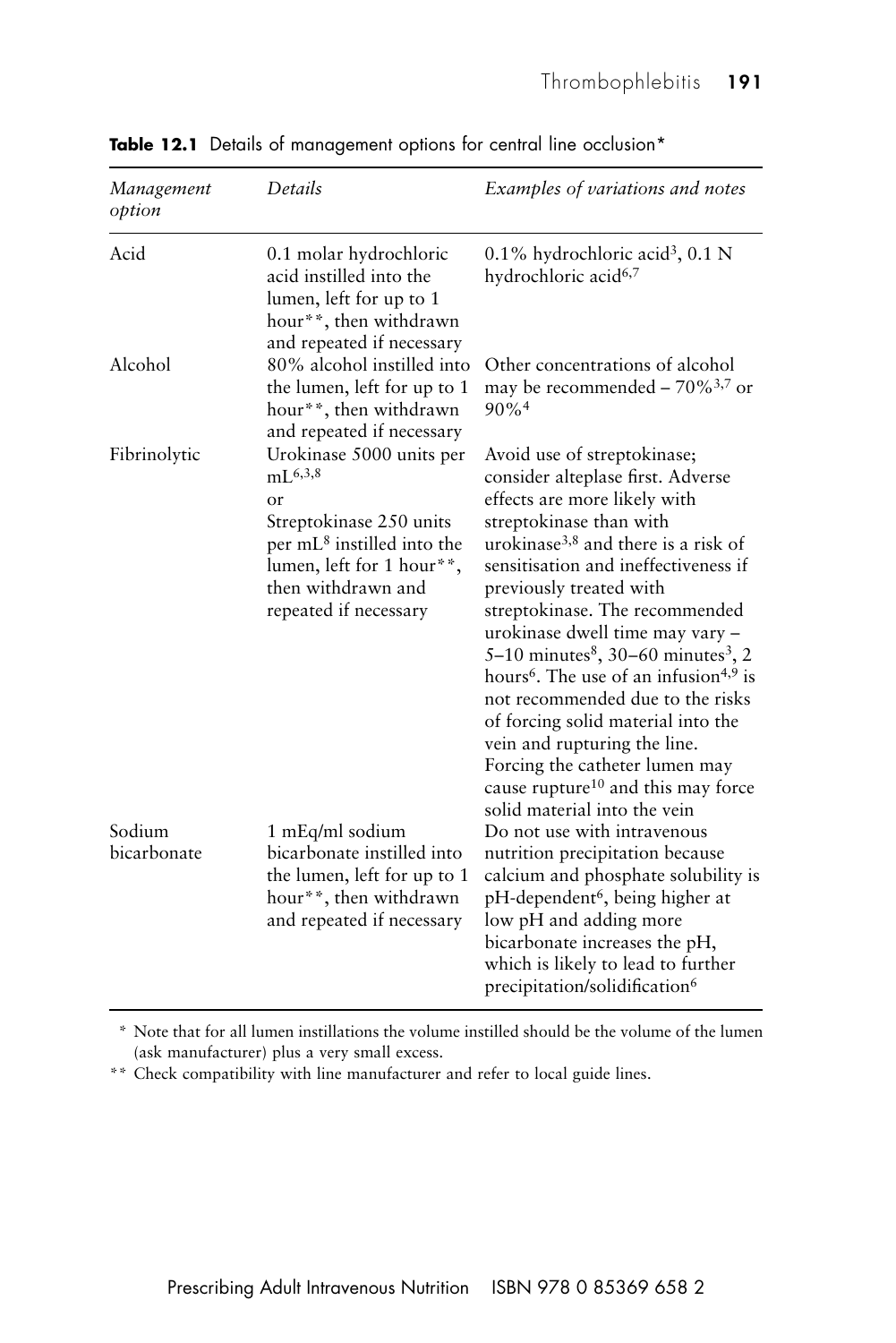**Table 12.1** Details of management options for central line occlusion*

| *Management option* | *Details* | *Examples of variations and notes* |
|---|---|---|
| Acid | 0.1 molar hydrochloric acid instilled into the lumen, left for up to 1 hour**, then withdrawn and repeated if necessary | 0.1% hydrochloric acid[3], 0.1 N hydrochloric acid[6,7] |
| Alcohol | 80% alcohol instilled into the lumen, left for up to 1 hour**, then withdrawn and repeated if necessary | Other concentrations of alcohol may be recommended – 70%[3,7] or 90%[4] |
| Fibrinolytic | Urokinase 5000 units per mL[6,3,8] or Streptokinase 250 units per mL[8] instilled into the lumen, left for 1 hour**, then withdrawn and repeated if necessary | Avoid use of streptokinase; consider alteplase first. Adverse effects are more likely with streptokinase than with urokinase[3,8] and there is a risk of sensitisation and ineffectiveness if previously treated with streptokinase. The recommended urokinase dwell time may vary – 5–10 minutes[8], 30–60 minutes[3], 2 hours[6]. The use of an infusion[4,9] is not recommended due to the risks of forcing solid material into the vein and rupturing the line. Forcing the catheter lumen may cause rupture[10] and this may force solid material into the vein |
| Sodium bicarbonate | 1 mEq/ml sodium bicarbonate instilled into the lumen, left for up to 1 hour**, then withdrawn and repeated if necessary | Do not use with intravenous nutrition precipitation because calcium and phosphate solubility is pH-dependent[6], being higher at low pH and adding more bicarbonate increases the pH, which is likely to lead to further precipitation/solidification[6] |

\* Note that for all lumen instillations the volume instilled should be the volume of the lumen (ask manufacturer) plus a very small excess.

\** Check compatibility with line manufacturer and refer to local guide lines.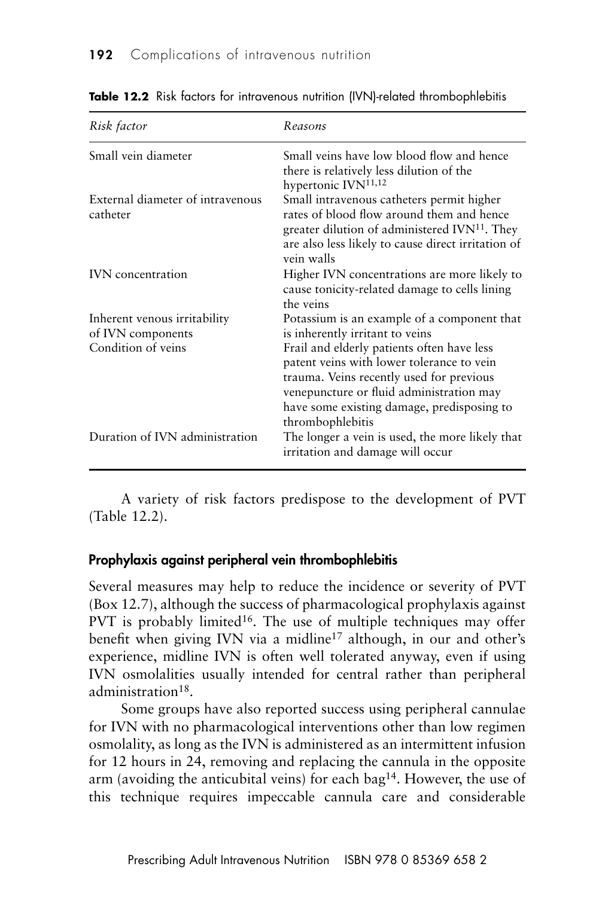**Table 12.2** Risk factors for intravenous nutrition (IVN)-related thrombophlebitis

| *Risk factor* | *Reasons* |
|---|---|
| Small vein diameter | Small veins have low blood flow and hence there is relatively less dilution of the hypertonic IVN[11,12] |
| External diameter of intravenous catheter | Small intravenous catheters permit higher rates of blood flow around them and hence greater dilution of administered IVN[11]. They are also less likely to cause direct irritation of vein walls |
| IVN concentration | Higher IVN concentrations are more likely to cause tonicity-related damage to cells lining the veins |
| Inherent venous irritability of IVN components | Potassium is an example of a component that is inherently irritant to veins |
| Condition of veins | Frail and elderly patients often have less patent veins with lower tolerance to vein trauma. Veins recently used for previous venepuncture or fluid administration may have some existing damage, predisposing to thrombophlebitis |
| Duration of IVN administration | The longer a vein is used, the more likely that irritation and damage will occur |

A variety of risk factors predispose to the development of PVT (Table 12.2).

### Prophylaxis against peripheral vein thrombophlebitis

Several measures may help to reduce the incidence or severity of PVT (Box 12.7), although the success of pharmacological prophylaxis against PVT is probably limited[16]. The use of multiple techniques may offer benefit when giving IVN via a midline[17] although, in our and other's experience, midline IVN is often well tolerated anyway, even if using IVN osmolalities usually intended for central rather than peripheral administration[18].

Some groups have also reported success using peripheral cannulae for IVN with no pharmacological interventions other than low regimen osmolality, as long as the IVN is administered as an intermittent infusion for 12 hours in 24, removing and replacing the cannula in the opposite arm (avoiding the anticubital veins) for each bag[14]. However, the use of this technique requires impeccable cannula care and considerable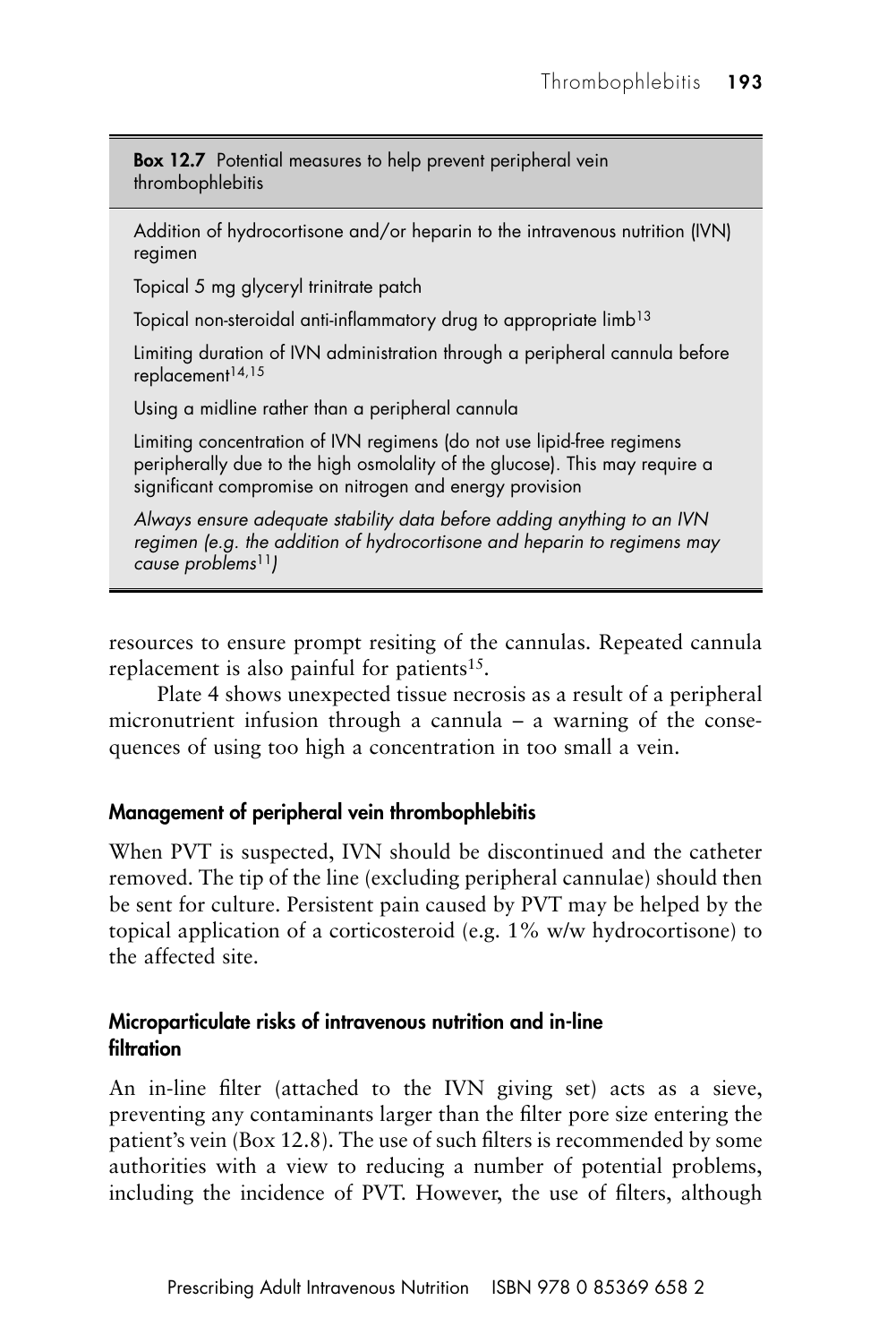**Box 12.7** Potential measures to help prevent peripheral vein thrombophlebitis

Addition of hydrocortisone and/or heparin to the intravenous nutrition (IVN) regimen

Topical 5 mg glyceryl trinitrate patch

Topical non-steroidal anti-inflammatory drug to appropriate limb[13]

Limiting duration of IVN administration through a peripheral cannula before replacement[14,15]

Using a midline rather than a peripheral cannula

Limiting concentration of IVN regimens (do not use lipid-free regimens peripherally due to the high osmolality of the glucose). This may require a significant compromise on nitrogen and energy provision

*Always ensure adequate stability data before adding anything to an IVN regimen (e.g. the addition of hydrocortisone and heparin to regimens may cause problems[11])*

resources to ensure prompt resiting of the cannulas. Repeated cannula replacement is also painful for patients[15].

Plate 4 shows unexpected tissue necrosis as a result of a peripheral micronutrient infusion through a cannula – a warning of the consequences of using too high a concentration in too small a vein.

### Management of peripheral vein thrombophlebitis

When PVT is suspected, IVN should be discontinued and the catheter removed. The tip of the line (excluding peripheral cannulae) should then be sent for culture. Persistent pain caused by PVT may be helped by the topical application of a corticosteroid (e.g. 1% w/w hydrocortisone) to the affected site.

### Microparticulate risks of intravenous nutrition and in-line filtration

An in-line filter (attached to the IVN giving set) acts as a sieve, preventing any contaminants larger than the filter pore size entering the patient's vein (Box 12.8). The use of such filters is recommended by some authorities with a view to reducing a number of potential problems, including the incidence of PVT. However, the use of filters, although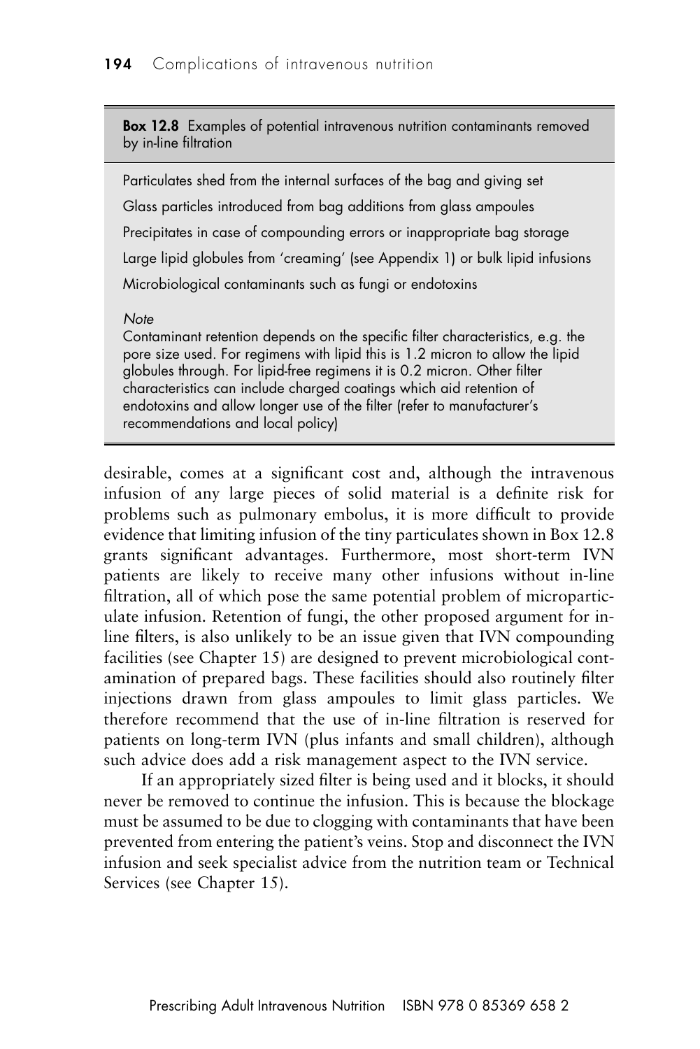**Box 12.8** Examples of potential intravenous nutrition contaminants removed by in-line filtration

Particulates shed from the internal surfaces of the bag and giving set

Glass particles introduced from bag additions from glass ampoules

Precipitates in case of compounding errors or inappropriate bag storage

Large lipid globules from 'creaming' (see Appendix 1) or bulk lipid infusions

Microbiological contaminants such as fungi or endotoxins

*Note*

Contaminant retention depends on the specific filter characteristics, e.g. the pore size used. For regimens with lipid this is 1.2 micron to allow the lipid globules through. For lipid-free regimens it is 0.2 micron. Other filter characteristics can include charged coatings which aid retention of endotoxins and allow longer use of the filter (refer to manufacturer's recommendations and local policy)

desirable, comes at a significant cost and, although the intravenous infusion of any large pieces of solid material is a definite risk for problems such as pulmonary embolus, it is more difficult to provide evidence that limiting infusion of the tiny particulates shown in Box 12.8 grants significant advantages. Furthermore, most short-term IVN patients are likely to receive many other infusions without in-line filtration, all of which pose the same potential problem of microparticulate infusion. Retention of fungi, the other proposed argument for in-line filters, is also unlikely to be an issue given that IVN compounding facilities (see Chapter 15) are designed to prevent microbiological contamination of prepared bags. These facilities should also routinely filter injections drawn from glass ampoules to limit glass particles. We therefore recommend that the use of in-line filtration is reserved for patients on long-term IVN (plus infants and small children), although such advice does add a risk management aspect to the IVN service.

If an appropriately sized filter is being used and it blocks, it should never be removed to continue the infusion. This is because the blockage must be assumed to be due to clogging with contaminants that have been prevented from entering the patient's veins. Stop and disconnect the IVN infusion and seek specialist advice from the nutrition team or Technical Services (see Chapter 15).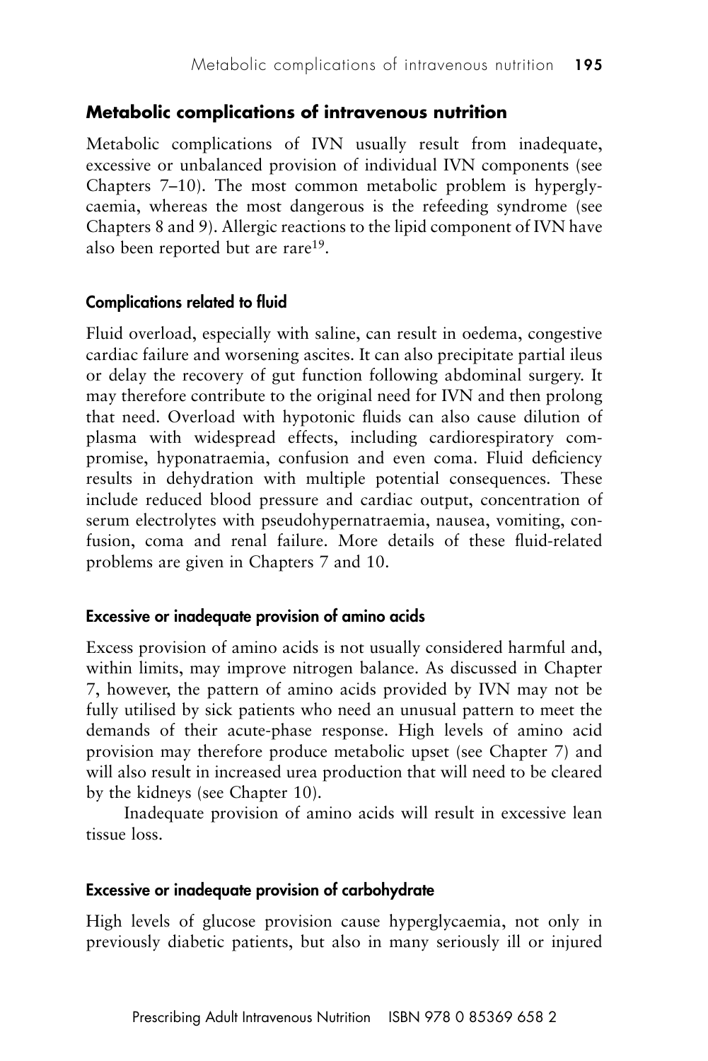## Metabolic complications of intravenous nutrition

Metabolic complications of IVN usually result from inadequate, excessive or unbalanced provision of individual IVN components (see Chapters 7–10). The most common metabolic problem is hyperglycaemia, whereas the most dangerous is the refeeding syndrome (see Chapters 8 and 9). Allergic reactions to the lipid component of IVN have also been reported but are rare[19].

### Complications related to fluid

Fluid overload, especially with saline, can result in oedema, congestive cardiac failure and worsening ascites. It can also precipitate partial ileus or delay the recovery of gut function following abdominal surgery. It may therefore contribute to the original need for IVN and then prolong that need. Overload with hypotonic fluids can also cause dilution of plasma with widespread effects, including cardiorespiratory compromise, hyponatraemia, confusion and even coma. Fluid deficiency results in dehydration with multiple potential consequences. These include reduced blood pressure and cardiac output, concentration of serum electrolytes with pseudohypernatraemia, nausea, vomiting, confusion, coma and renal failure. More details of these fluid-related problems are given in Chapters 7 and 10.

### Excessive or inadequate provision of amino acids

Excess provision of amino acids is not usually considered harmful and, within limits, may improve nitrogen balance. As discussed in Chapter 7, however, the pattern of amino acids provided by IVN may not be fully utilised by sick patients who need an unusual pattern to meet the demands of their acute-phase response. High levels of amino acid provision may therefore produce metabolic upset (see Chapter 7) and will also result in increased urea production that will need to be cleared by the kidneys (see Chapter 10).

Inadequate provision of amino acids will result in excessive lean tissue loss.

### Excessive or inadequate provision of carbohydrate

High levels of glucose provision cause hyperglycaemia, not only in previously diabetic patients, but also in many seriously ill or injured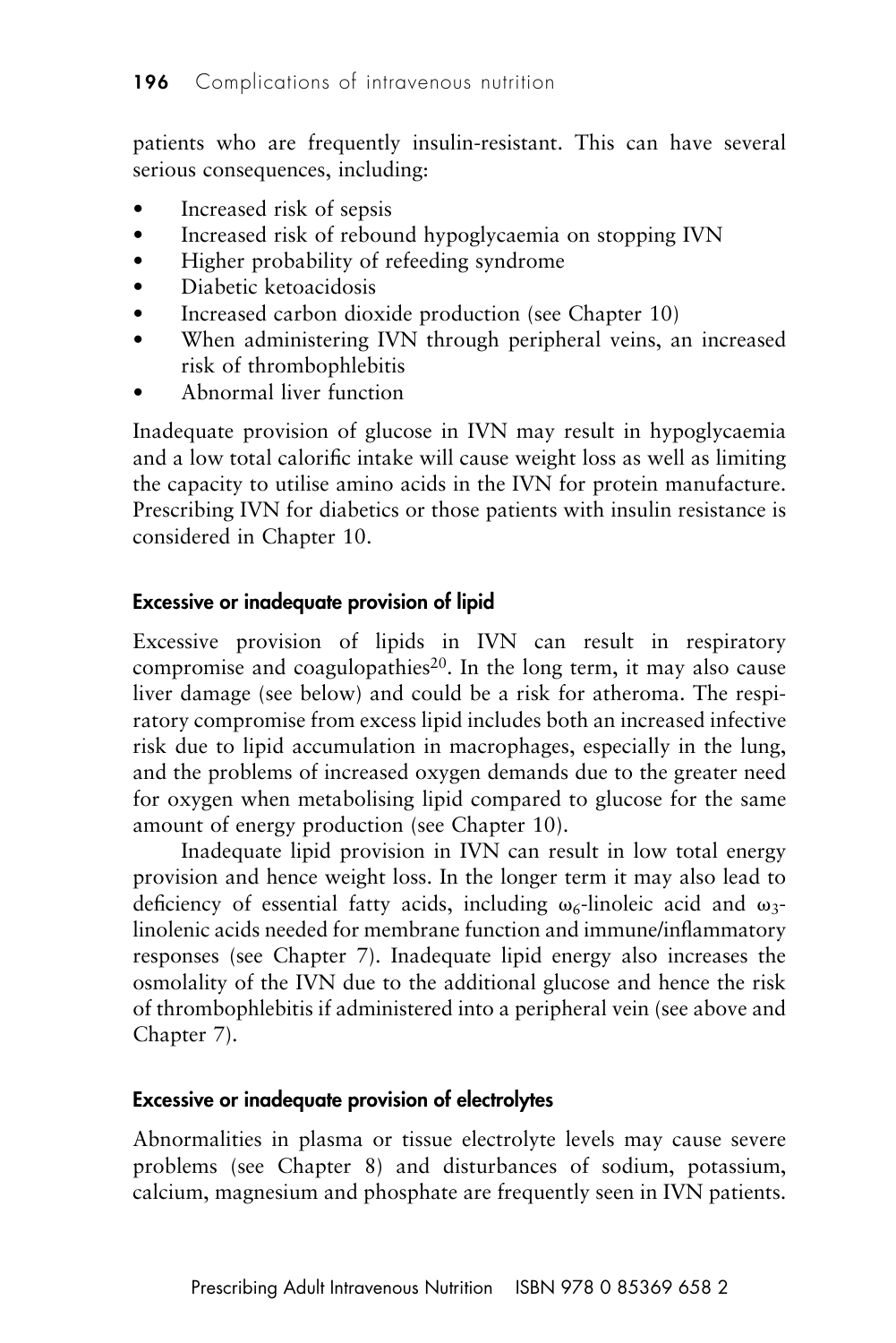patients who are frequently insulin-resistant. This can have several serious consequences, including:

- Increased risk of sepsis
- Increased risk of rebound hypoglycaemia on stopping IVN
- Higher probability of refeeding syndrome
- Diabetic ketoacidosis
- Increased carbon dioxide production (see Chapter 10)
- When administering IVN through peripheral veins, an increased risk of thrombophlebitis
- Abnormal liver function

Inadequate provision of glucose in IVN may result in hypoglycaemia and a low total calorific intake will cause weight loss as well as limiting the capacity to utilise amino acids in the IVN for protein manufacture. Prescribing IVN for diabetics or those patients with insulin resistance is considered in Chapter 10.

### Excessive or inadequate provision of lipid

Excessive provision of lipids in IVN can result in respiratory compromise and coagulopathies[20]. In the long term, it may also cause liver damage (see below) and could be a risk for atheroma. The respiratory compromise from excess lipid includes both an increased infective risk due to lipid accumulation in macrophages, especially in the lung, and the problems of increased oxygen demands due to the greater need for oxygen when metabolising lipid compared to glucose for the same amount of energy production (see Chapter 10).

Inadequate lipid provision in IVN can result in low total energy provision and hence weight loss. In the longer term it may also lead to deficiency of essential fatty acids, including $\omega_6$-linoleic acid and $\omega_3$-linolenic acids needed for membrane function and immune/inflammatory responses (see Chapter 7). Inadequate lipid energy also increases the osmolality of the IVN due to the additional glucose and hence the risk of thrombophlebitis if administered into a peripheral vein (see above and Chapter 7).

### Excessive or inadequate provision of electrolytes

Abnormalities in plasma or tissue electrolyte levels may cause severe problems (see Chapter 8) and disturbances of sodium, potassium, calcium, magnesium and phosphate are frequently seen in IVN patients.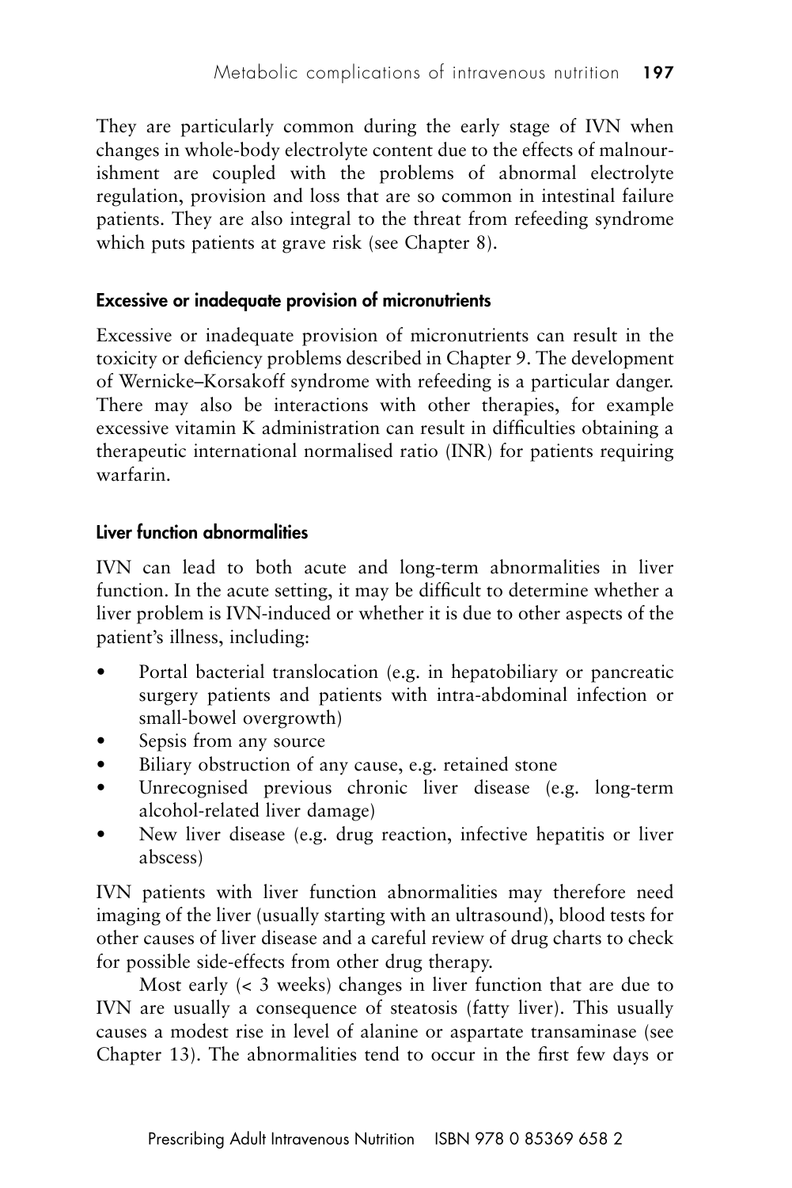They are particularly common during the early stage of IVN when changes in whole-body electrolyte content due to the effects of malnourishment are coupled with the problems of abnormal electrolyte regulation, provision and loss that are so common in intestinal failure patients. They are also integral to the threat from refeeding syndrome which puts patients at grave risk (see Chapter 8).

### Excessive or inadequate provision of micronutrients

Excessive or inadequate provision of micronutrients can result in the toxicity or deficiency problems described in Chapter 9. The development of Wernicke–Korsakoff syndrome with refeeding is a particular danger. There may also be interactions with other therapies, for example excessive vitamin K administration can result in difficulties obtaining a therapeutic international normalised ratio (INR) for patients requiring warfarin.

### Liver function abnormalities

IVN can lead to both acute and long-term abnormalities in liver function. In the acute setting, it may be difficult to determine whether a liver problem is IVN-induced or whether it is due to other aspects of the patient's illness, including:

- Portal bacterial translocation (e.g. in hepatobiliary or pancreatic surgery patients and patients with intra-abdominal infection or small-bowel overgrowth)
- Sepsis from any source
- Biliary obstruction of any cause, e.g. retained stone
- Unrecognised previous chronic liver disease (e.g. long-term alcohol-related liver damage)
- New liver disease (e.g. drug reaction, infective hepatitis or liver abscess)

IVN patients with liver function abnormalities may therefore need imaging of the liver (usually starting with an ultrasound), blood tests for other causes of liver disease and a careful review of drug charts to check for possible side-effects from other drug therapy.

Most early (< 3 weeks) changes in liver function that are due to IVN are usually a consequence of steatosis (fatty liver). This usually causes a modest rise in level of alanine or aspartate transaminase (see Chapter 13). The abnormalities tend to occur in the first few days or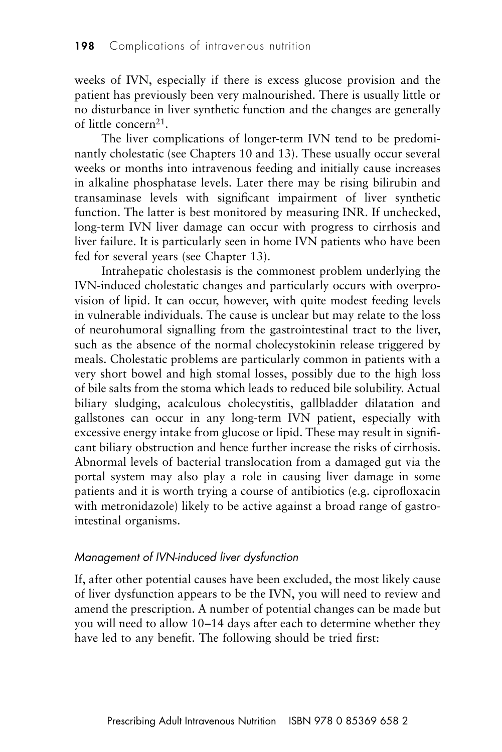weeks of IVN, especially if there is excess glucose provision and the patient has previously been very malnourished. There is usually little or no disturbance in liver synthetic function and the changes are generally of little concern[21].

The liver complications of longer-term IVN tend to be predominantly cholestatic (see Chapters 10 and 13). These usually occur several weeks or months into intravenous feeding and initially cause increases in alkaline phosphatase levels. Later there may be rising bilirubin and transaminase levels with significant impairment of liver synthetic function. The latter is best monitored by measuring INR. If unchecked, long-term IVN liver damage can occur with progress to cirrhosis and liver failure. It is particularly seen in home IVN patients who have been fed for several years (see Chapter 13).

Intrahepatic cholestasis is the commonest problem underlying the IVN-induced cholestatic changes and particularly occurs with overprovision of lipid. It can occur, however, with quite modest feeding levels in vulnerable individuals. The cause is unclear but may relate to the loss of neurohumoral signalling from the gastrointestinal tract to the liver, such as the absence of the normal cholecystokinin release triggered by meals. Cholestatic problems are particularly common in patients with a very short bowel and high stomal losses, possibly due to the high loss of bile salts from the stoma which leads to reduced bile solubility. Actual biliary sludging, acalculous cholecystitis, gallbladder dilatation and gallstones can occur in any long-term IVN patient, especially with excessive energy intake from glucose or lipid. These may result in significant biliary obstruction and hence further increase the risks of cirrhosis. Abnormal levels of bacterial translocation from a damaged gut via the portal system may also play a role in causing liver damage in some patients and it is worth trying a course of antibiotics (e.g. ciprofloxacin with metronidazole) likely to be active against a broad range of gastrointestinal organisms.

### *Management of IVN-induced liver dysfunction*

If, after other potential causes have been excluded, the most likely cause of liver dysfunction appears to be the IVN, you will need to review and amend the prescription. A number of potential changes can be made but you will need to allow 10–14 days after each to determine whether they have led to any benefit. The following should be tried first: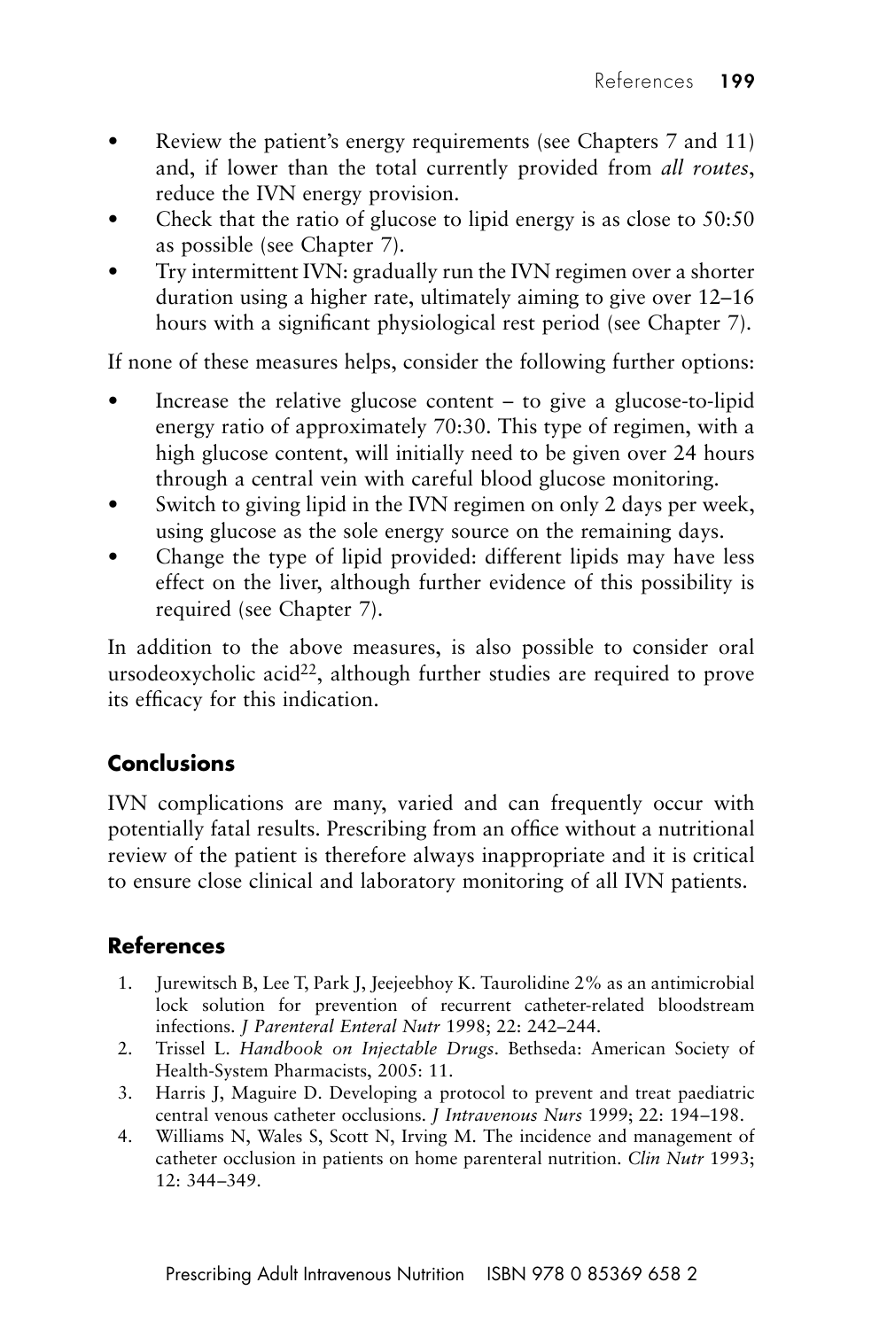- Review the patient's energy requirements (see Chapters 7 and 11) and, if lower than the total currently provided from *all routes*, reduce the IVN energy provision.
- Check that the ratio of glucose to lipid energy is as close to 50:50 as possible (see Chapter 7).
- Try intermittent IVN: gradually run the IVN regimen over a shorter duration using a higher rate, ultimately aiming to give over 12–16 hours with a significant physiological rest period (see Chapter 7).

If none of these measures helps, consider the following further options:

- Increase the relative glucose content – to give a glucose-to-lipid energy ratio of approximately 70:30. This type of regimen, with a high glucose content, will initially need to be given over 24 hours through a central vein with careful blood glucose monitoring.
- Switch to giving lipid in the IVN regimen on only 2 days per week, using glucose as the sole energy source on the remaining days.
- Change the type of lipid provided: different lipids may have less effect on the liver, although further evidence of this possibility is required (see Chapter 7).

In addition to the above measures, is also possible to consider oral ursodeoxycholic acid[22], although further studies are required to prove its efficacy for this indication.

## Conclusions

IVN complications are many, varied and can frequently occur with potentially fatal results. Prescribing from an office without a nutritional review of the patient is therefore always inappropriate and it is critical to ensure close clinical and laboratory monitoring of all IVN patients.

## References

1. Jurewitsch B, Lee T, Park J, Jeejeebhoy K. Taurolidine 2% as an antimicrobial lock solution for prevention of recurrent catheter-related bloodstream infections. *J Parenteral Enteral Nutr* 1998; 22: 242–244.
2. Trissel L. *Handbook on Injectable Drugs*. Bethseda: American Society of Health-System Pharmacists, 2005: 11.
3. Harris J, Maguire D. Developing a protocol to prevent and treat paediatric central venous catheter occlusions. *J Intravenous Nurs* 1999; 22: 194–198.
4. Williams N, Wales S, Scott N, Irving M. The incidence and management of catheter occlusion in patients on home parenteral nutrition. *Clin Nutr* 1993; 12: 344–349.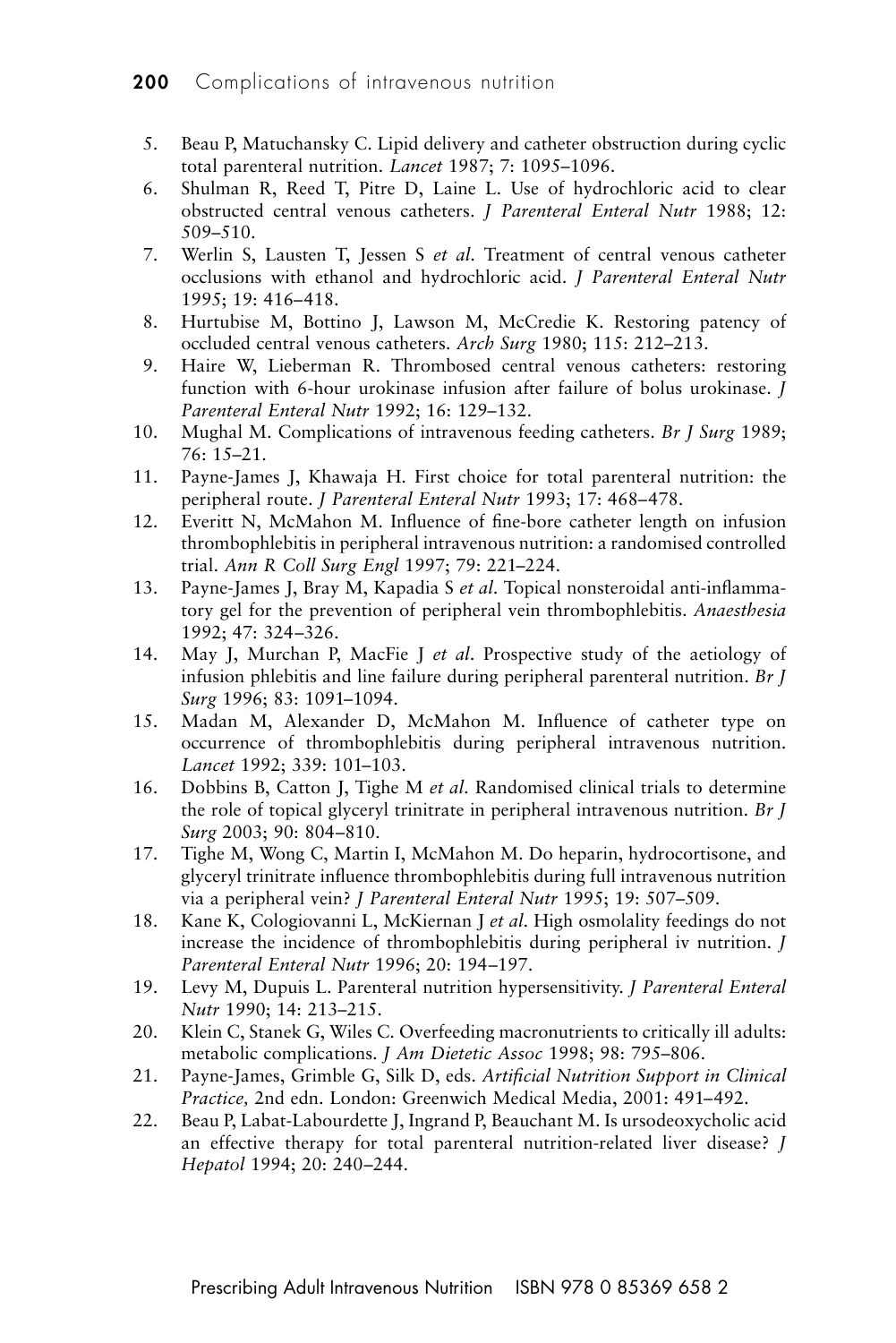5. Beau P, Matuchansky C. Lipid delivery and catheter obstruction during cyclic total parenteral nutrition. *Lancet* 1987; 7: 1095–1096.
6. Shulman R, Reed T, Pitre D, Laine L. Use of hydrochloric acid to clear obstructed central venous catheters. *J Parenteral Enteral Nutr* 1988; 12: 509–510.
7. Werlin S, Lausten T, Jessen S *et al.* Treatment of central venous catheter occlusions with ethanol and hydrochloric acid. *J Parenteral Enteral Nutr* 1995; 19: 416–418.
8. Hurtubise M, Bottino J, Lawson M, McCredie K. Restoring patency of occluded central venous catheters. *Arch Surg* 1980; 115: 212–213.
9. Haire W, Lieberman R. Thrombosed central venous catheters: restoring function with 6-hour urokinase infusion after failure of bolus urokinase. *J Parenteral Enteral Nutr* 1992; 16: 129–132.
10. Mughal M. Complications of intravenous feeding catheters. *Br J Surg* 1989; 76: 15–21.
11. Payne-James J, Khawaja H. First choice for total parenteral nutrition: the peripheral route. *J Parenteral Enteral Nutr* 1993; 17: 468–478.
12. Everitt N, McMahon M. Influence of fine-bore catheter length on infusion thrombophlebitis in peripheral intravenous nutrition: a randomised controlled trial. *Ann R Coll Surg Engl* 1997; 79: 221–224.
13. Payne-James J, Bray M, Kapadia S *et al.* Topical nonsteroidal anti-inflammatory gel for the prevention of peripheral vein thrombophlebitis. *Anaesthesia* 1992; 47: 324–326.
14. May J, Murchan P, MacFie J *et al.* Prospective study of the aetiology of infusion phlebitis and line failure during peripheral parenteral nutrition. *Br J Surg* 1996; 83: 1091–1094.
15. Madan M, Alexander D, McMahon M. Influence of catheter type on occurrence of thrombophlebitis during peripheral intravenous nutrition. *Lancet* 1992; 339: 101–103.
16. Dobbins B, Catton J, Tighe M *et al.* Randomised clinical trials to determine the role of topical glyceryl trinitrate in peripheral intravenous nutrition. *Br J Surg* 2003; 90: 804–810.
17. Tighe M, Wong C, Martin I, McMahon M. Do heparin, hydrocortisone, and glyceryl trinitrate influence thrombophlebitis during full intravenous nutrition via a peripheral vein? *J Parenteral Enteral Nutr* 1995; 19: 507–509.
18. Kane K, Cologiovanni L, McKiernan J *et al.* High osmolality feedings do not increase the incidence of thrombophlebitis during peripheral iv nutrition. *J Parenteral Enteral Nutr* 1996; 20: 194–197.
19. Levy M, Dupuis L. Parenteral nutrition hypersensitivity. *J Parenteral Enteral Nutr* 1990; 14: 213–215.
20. Klein C, Stanek G, Wiles C. Overfeeding macronutrients to critically ill adults: metabolic complications. *J Am Dietetic Assoc* 1998; 98: 795–806.
21. Payne-James, Grimble G, Silk D, eds. *Artificial Nutrition Support in Clinical Practice,* 2nd edn. London: Greenwich Medical Media, 2001: 491–492.
22. Beau P, Labat-Labourdette J, Ingrand P, Beauchant M. Is ursodeoxycholic acid an effective therapy for total parenteral nutrition-related liver disease? *J Hepatol* 1994; 20: 240–244.